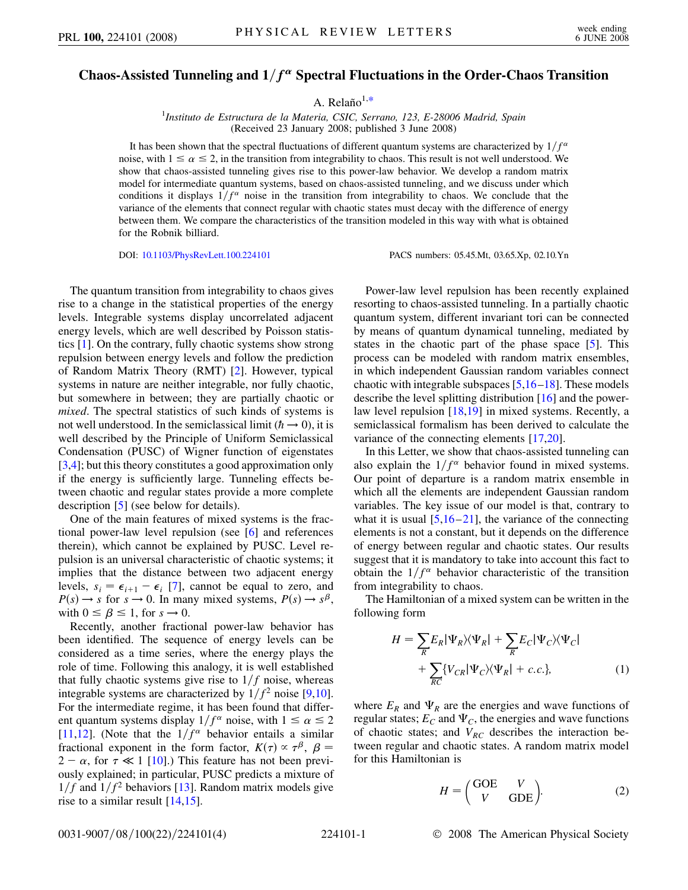# Chaos-Assisted Tunneling and $1/f^{\alpha}$ Spectral Fluctuations in the Order-Chaos Transition

A. Relaño[1,*]

[1]*Instituto de Estructura de la Materia, CSIC, Serrano, 123, E-28006 Madrid, Spain*
(Received 23 January 2008; published 3 June 2008)

It has been shown that the spectral fluctuations of different quantum systems are characterized by $1/f^{\alpha}$ noise, with $1 \leq \alpha \leq 2$, in the transition from integrability to chaos. This result is not well understood. We show that chaos-assisted tunneling gives rise to this power-law behavior. We develop a random matrix model for intermediate quantum systems, based on chaos-assisted tunneling, and we discuss under which conditions it displays $1/f^{\alpha}$ noise in the transition from integrability to chaos. We conclude that the variance of the elements that connect regular with chaotic states must decay with the difference of energy between them. We compare the characteristics of the transition modeled in this way with what is obtained for the Robnik billiard.

DOI: 10.1103/PhysRevLett.100.224101 PACS numbers: 05.45.Mt, 03.65.Xp, 02.10.Yn

The quantum transition from integrability to chaos gives rise to a change in the statistical properties of the energy levels. Integrable systems display uncorrelated adjacent energy levels, which are well described by Poisson statistics [1]. On the contrary, fully chaotic systems show strong repulsion between energy levels and follow the prediction of Random Matrix Theory (RMT) [2]. However, typical systems in nature are neither integrable, nor fully chaotic, but somewhere in between; they are partially chaotic or *mixed*. The spectral statistics of such kinds of systems is not well understood. In the semiclassical limit ($\hbar \to 0$), it is well described by the Principle of Uniform Semiclassical Condensation (PUSC) of Wigner function of eigenstates [3,4]; but this theory constitutes a good approximation only if the energy is sufficiently large. Tunneling effects between chaotic and regular states provide a more complete description [5] (see below for details).

One of the main features of mixed systems is the fractional power-law level repulsion (see [6] and references therein), which cannot be explained by PUSC. Level repulsion is an universal characteristic of chaotic systems; it implies that the distance between two adjacent energy levels, $s_i = \epsilon_{i+1} - \epsilon_i$ [7], cannot be equal to zero, and $P(s) \to s$ for $s \to 0$. In many mixed systems, $P(s) \to s^{\beta}$, with $0 \leq \beta \leq 1$, for $s \to 0$.

Recently, another fractional power-law behavior has been identified. The sequence of energy levels can be considered as a time series, where the energy plays the role of time. Following this analogy, it is well established that fully chaotic systems give rise to $1/f$ noise, whereas integrable systems are characterized by $1/f^2$ noise [9,10]. For the intermediate regime, it has been found that different quantum systems display $1/f^{\alpha}$ noise, with $1 \leq \alpha \leq 2$ [11,12]. (Note that the $1/f^{\alpha}$ behavior entails a similar fractional exponent in the form factor, $K(\tau) \propto \tau^{\beta}$, $\beta = 2 - \alpha$, for $\tau \ll 1$ [10].) This feature has not been previously explained; in particular, PUSC predicts a mixture of $1/f$ and $1/f^2$ behaviors [13]. Random matrix models give rise to a similar result [14,15].

Power-law level repulsion has been recently explained resorting to chaos-assisted tunneling. In a partially chaotic quantum system, different invariant tori can be connected by means of quantum dynamical tunneling, mediated by states in the chaotic part of the phase space [5]. This process can be modeled with random matrix ensembles, in which independent Gaussian random variables connect chaotic with integrable subspaces [5,16–18]. These models describe the level splitting distribution [16] and the power-law level repulsion [18,19] in mixed systems. Recently, a semiclassical formalism has been derived to calculate the variance of the connecting elements [17,20].

In this Letter, we show that chaos-assisted tunneling can also explain the $1/f^{\alpha}$ behavior found in mixed systems. Our point of departure is a random matrix ensemble in which all the elements are independent Gaussian random variables. The key issue of our model is that, contrary to what it is usual [5,16–21], the variance of the connecting elements is not a constant, but it depends on the difference of energy between regular and chaotic states. Our results suggest that it is mandatory to take into account this fact to obtain the $1/f^{\alpha}$ behavior characteristic of the transition from integrability to chaos.

The Hamiltonian of a mixed system can be written in the following form

$$H = \sum_R E_R |\Psi_R\rangle\langle\Psi_R| + \sum_R E_C |\Psi_C\rangle\langle\Psi_C| + \sum_{RC} \{V_{CR}|\Psi_C\rangle\langle\Psi_R| + c.c.\}, \tag{1}$$

where $E_R$ and $\Psi_R$ are the energies and wave functions of regular states; $E_C$ and $\Psi_C$, the energies and wave functions of chaotic states; and $V_{RC}$ describes the interaction between regular and chaotic states. A random matrix model for this Hamiltonian is

$$H = \begin{pmatrix} \text{GOE} & V \\ V & \text{GDE} \end{pmatrix}. \tag{2}$$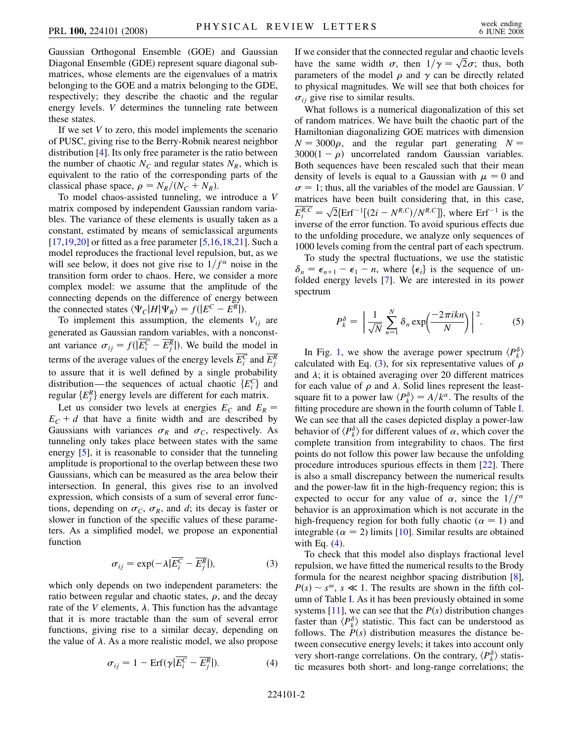Gaussian Orthogonal Ensemble (GOE) and Gaussian Diagonal Ensemble (GDE) represent square diagonal submatrices, whose elements are the eigenvalues of a matrix belonging to the GOE and a matrix belonging to the GDE, respectively; they describe the chaotic and the regular energy levels. $V$ determines the tunneling rate between these states.

If we set $V$ to zero, this model implements the scenario of PUSC, giving rise to the Berry-Robnik nearest neighbor distribution [4]. Its only free parameter is the ratio between the number of chaotic $N_C$ and regular states $N_R$, which is equivalent to the ratio of the corresponding parts of the classical phase space, $\rho = N_R/(N_C + N_R)$.

To model chaos-assisted tunneling, we introduce a $V$ matrix composed by independent Gaussian random variables. The variance of these elements is usually taken as a constant, estimated by means of semiclassical arguments [17,19,20] or fitted as a free parameter [5,16,18,21]. Such a model reproduces the fractional level repulsion, but, as we will see below, it does not give rise to $1/f^{\alpha}$ noise in the transition form order to chaos. Here, we consider a more complex model: we assume that the amplitude of the connecting depends on the difference of energy between the connected states $\langle \Psi_C | H | \Psi_R \rangle = f(|E^C - E^R|)$.

To implement this assumption, the elements $V_{ij}$ are generated as Gaussian random variables, with a nonconstant variance $\sigma_{ij} = f(|\overline{E_i^C} - \overline{E_j^R}|)$. We build the model in terms of the average values of the energy levels $\overline{E_i^C}$ and $\overline{E_j^R}$ to assure that it is well defined by a single probability distribution—the sequences of actual chaotic $\{E_i^C\}$ and regular $\{E_j^R\}$ energy levels are different for each matrix.

Let us consider two levels at energies $E_C$ and $E_R = E_C + d$ that have a finite width and are described by Gaussians with variances $\sigma_R$ and $\sigma_C$, respectively. As tunneling only takes place between states with the same energy [5], it is reasonable to consider that the tunneling amplitude is proportional to the overlap between these two Gaussians, which can be measured as the area below their intersection. In general, this gives rise to an involved expression, which consists of a sum of several error functions, depending on $\sigma_C$, $\sigma_R$, and $d$; its decay is faster or slower in function of the specific values of these parameters. As a simplified model, we propose an exponential function

$$\sigma_{ij} = \exp(-\lambda |\overline{E_i^C} - \overline{E_j^R}|), \tag{3}$$

which only depends on two independent parameters: the ratio between regular and chaotic states, $\rho$, and the decay rate of the $V$ elements, $\lambda$. This function has the advantage that it is more tractable than the sum of several error functions, giving rise to a similar decay, depending on the value of $\lambda$. As a more realistic model, we also propose

$$\sigma_{ij} = 1 - \mathrm{Erf}(\gamma |\overline{E_i^C} - \overline{E_j^R}|). \tag{4}$$

If we consider that the connected regular and chaotic levels have the same width $\sigma$, then $1/\gamma = \sqrt{2}\sigma$; thus, both parameters of the model $\rho$ and $\gamma$ can be directly related to physical magnitudes. We will see that both choices for $\sigma_{ij}$ give rise to similar results.

What follows is a numerical diagonalization of this set of random matrices. We have built the chaotic part of the Hamiltonian diagonalizing GOE matrices with dimension $N = 3000\rho$, and the regular part generating $N = 3000(1 - \rho)$ uncorrelated random Gaussian variables. Both sequences have been rescaled such that their mean density of levels is equal to a Gaussian with $\mu = 0$ and $\sigma = 1$; thus, all the variables of the model are Gaussian. $V$ matrices have been built considering that, in this case, $\overline{E_i^{R,C}} = \sqrt{2}\{\mathrm{Erf}^{-1}[(2i - N^{R,C})/N^{R,C}]\}$, where $\mathrm{Erf}^{-1}$ is the inverse of the error function. To avoid spurious effects due to the unfolding procedure, we analyze only sequences of 1000 levels coming from the central part of each spectrum.

To study the spectral fluctuations, we use the statistic $\delta_n = \epsilon_{n+1} - \epsilon_1 - n$, where $\{\epsilon_i\}$ is the sequence of unfolded energy levels [7]. We are interested in its power spectrum

$$P_k^{\delta} = \left| \frac{1}{\sqrt{N}} \sum_{n=1}^{N} \delta_n \exp\left(\frac{-2\pi i k n}{N}\right) \right|^2. \tag{5}$$

In Fig. 1, we show the average power spectrum $\langle P_k^{\delta} \rangle$ calculated with Eq. (3), for six representative values of $\rho$ and $\lambda$; it is obtained averaging over 20 different matrices for each value of $\rho$ and $\lambda$. Solid lines represent the least-square fit to a power law $\langle P_k^{\delta} \rangle = A/k^{\alpha}$. The results of the fitting procedure are shown in the fourth column of Table I. We can see that all the cases depicted display a power-law behavior of $\langle P_k^{\delta} \rangle$ for different values of $\alpha$, which cover the complete transition from integrability to chaos. The first points do not follow this power law because the unfolding procedure introduces spurious effects in them [22]. There is also a small discrepancy between the numerical results and the power-law fit in the high-frequency region; this is expected to occur for any value of $\alpha$, since the $1/f^{\alpha}$ behavior is an approximation which is not accurate in the high-frequency region for both fully chaotic ($\alpha = 1$) and integrable ($\alpha = 2$) limits [10]. Similar results are obtained with Eq. (4).

To check that this model also displays fractional level repulsion, we have fitted the numerical results to the Brody formula for the nearest neighbor spacing distribution [8], $P(s) \sim s^{\omega}$, $s \ll 1$. The results are shown in the fifth column of Table I. As it has been previously obtained in some systems [11], we can see that the $P(s)$ distribution changes faster than $\langle P_k^{\delta} \rangle$ statistic. This fact can be understood as follows. The $P(s)$ distribution measures the distance between consecutive energy levels; it takes into account only very short-range correlations. On the contrary, $\langle P_k^{\delta} \rangle$ statistic measures both short- and long-range correlations; the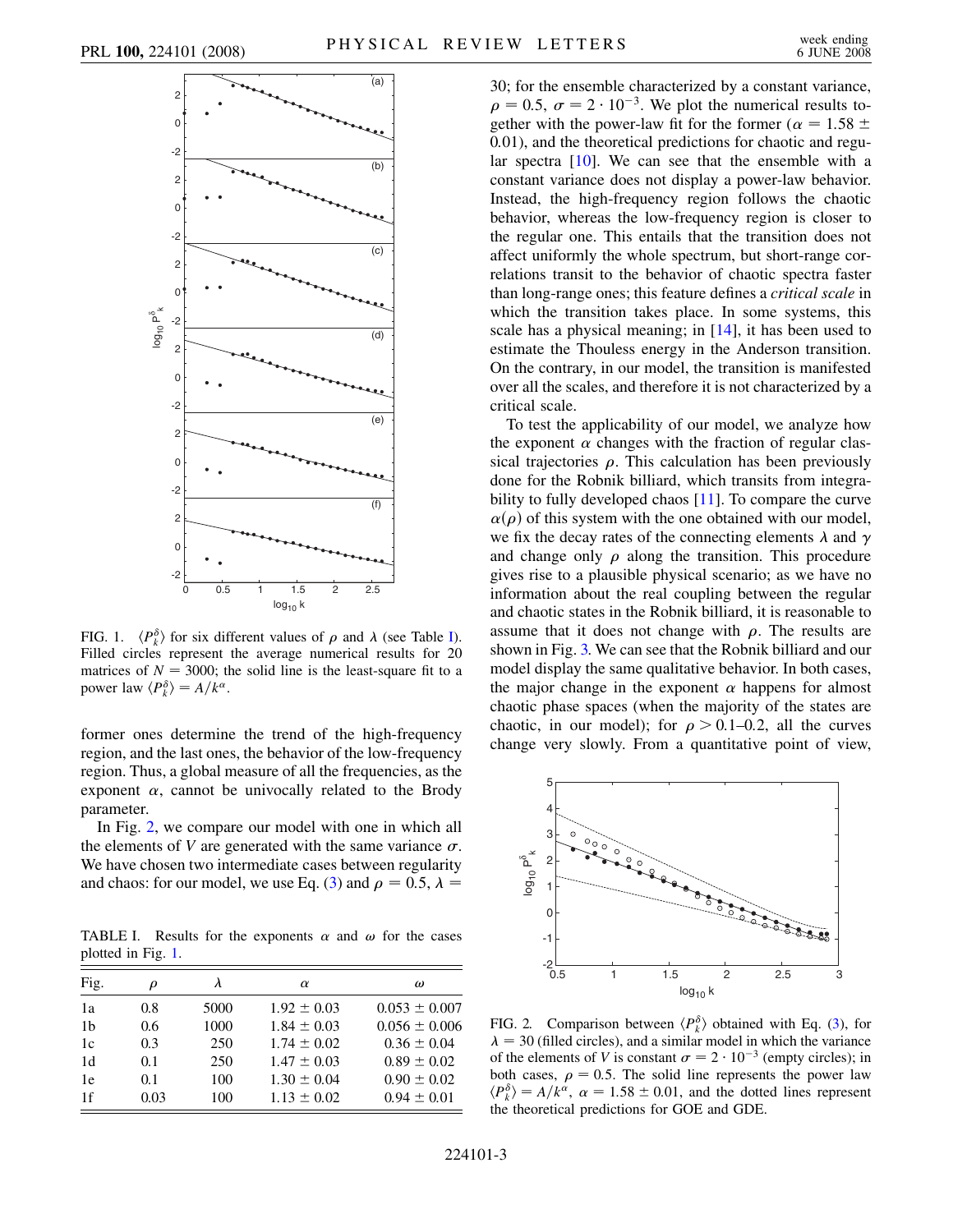FIG. 1. $\langle P_k^\delta \rangle$ for six different values of $\rho$ and $\lambda$ (see Table I). Filled circles represent the average numerical results for 20 matrices of $N = 3000$; the solid line is the least-square fit to a power law $\langle P_k^\delta \rangle = A/k^\alpha$.

former ones determine the trend of the high-frequency region, and the last ones, the behavior of the low-frequency region. Thus, a global measure of all the frequencies, as the exponent $\alpha$, cannot be univocally related to the Brody parameter.

In Fig. 2, we compare our model with one in which all the elements of $V$ are generated with the same variance $\sigma$. We have chosen two intermediate cases between regularity and chaos: for our model, we use Eq. (3) and $\rho = 0.5$, $\lambda = 30$; for the ensemble characterized by a constant variance, $\rho = 0.5$, $\sigma = 2 \cdot 10^{-3}$. We plot the numerical results together with the power-law fit for the former ($\alpha = 1.58 \pm 0.01$), and the theoretical predictions for chaotic and regular spectra [10]. We can see that the ensemble with a constant variance does not display a power-law behavior. Instead, the high-frequency region follows the chaotic behavior, whereas the low-frequency region is closer to the regular one. This entails that the transition does not affect uniformly the whole spectrum, but short-range correlations transit to the behavior of chaotic spectra faster than long-range ones; this feature defines a *critical scale* in which the transition takes place. In some systems, this scale has a physical meaning; in [14], it has been used to estimate the Thouless energy in the Anderson transition. On the contrary, in our model, the transition is manifested over all the scales, and therefore it is not characterized by a critical scale.

TABLE I. Results for the exponents $\alpha$ and $\omega$ for the cases plotted in Fig. 1.

| Fig. | $\rho$ | $\lambda$ | $\alpha$ | $\omega$ |
|---|---|---|---|---|
| 1a | 0.8 | 5000 | $1.92 \pm 0.03$ | $0.053 \pm 0.007$ |
| 1b | 0.6 | 1000 | $1.84 \pm 0.03$ | $0.056 \pm 0.006$ |
| 1c | 0.3 | 250 | $1.74 \pm 0.02$ | $0.36 \pm 0.04$ |
| 1d | 0.1 | 250 | $1.47 \pm 0.03$ | $0.89 \pm 0.02$ |
| 1e | 0.1 | 100 | $1.30 \pm 0.04$ | $0.90 \pm 0.02$ |
| 1f | 0.03 | 100 | $1.13 \pm 0.02$ | $0.94 \pm 0.01$ |

To test the applicability of our model, we analyze how the exponent $\alpha$ changes with the fraction of regular classical trajectories $\rho$. This calculation has been previously done for the Robnik billiard, which transits from integrability to fully developed chaos [11]. To compare the curve $\alpha(\rho)$ of this system with the one obtained with our model, we fix the decay rates of the connecting elements $\lambda$ and $\gamma$ and change only $\rho$ along the transition. This procedure gives rise to a plausible physical scenario; as we have no information about the real coupling between the regular and chaotic states in the Robnik billiard, it is reasonable to assume that it does not change with $\rho$. The results are shown in Fig. 3. We can see that the Robnik billiard and our model display the same qualitative behavior. In both cases, the major change in the exponent $\alpha$ happens for almost chaotic phase spaces (when the majority of the states are chaotic, in our model); for $\rho > 0.1$–$0.2$, all the curves change very slowly. From a quantitative point of view,

FIG. 2. Comparison between $\langle P_k^\delta \rangle$ obtained with Eq. (3), for $\lambda = 30$ (filled circles), and a similar model in which the variance of the elements of $V$ is constant $\sigma = 2 \cdot 10^{-3}$ (empty circles); in both cases, $\rho = 0.5$. The solid line represents the power law $\langle P_k^\delta \rangle = A/k^\alpha$, $\alpha = 1.58 \pm 0.01$, and the dotted lines represent the theoretical predictions for GOE and GDE.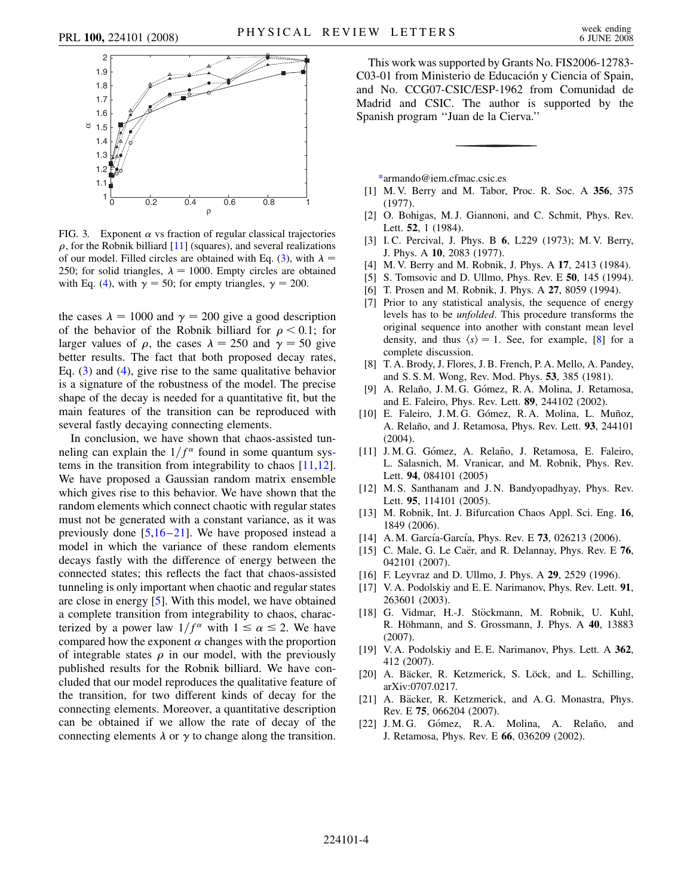2
1.9
1.8
1.7
1.6
$\alpha$ 1.5
1.4
1.3
1.2
1.1
1
0 0.2 0.4 0.6 0.8 1
$\rho$

FIG. 3. Exponent $\alpha$ vs fraction of regular classical trajectories $\rho$, for the Robnik billiard [11] (squares), and several realizations of our model. Filled circles are obtained with Eq. (3), with $\lambda = 250$; for solid triangles, $\lambda = 1000$. Empty circles are obtained with Eq. (4), with $\gamma = 50$; for empty triangles, $\gamma = 200$.

the cases $\lambda = 1000$ and $\gamma = 200$ give a good description of the behavior of the Robnik billiard for $\rho < 0.1$; for larger values of $\rho$, the cases $\lambda = 250$ and $\gamma = 50$ give better results. The fact that both proposed decay rates, Eq. (3) and (4), give rise to the same qualitative behavior is a signature of the robustness of the model. The precise shape of the decay is needed for a quantitative fit, but the main features of the transition can be reproduced with several fastly decaying connecting elements.

In conclusion, we have shown that chaos-assisted tunneling can explain the $1/f^{\alpha}$ found in some quantum systems in the transition from integrability to chaos [11,12]. We have proposed a Gaussian random matrix ensemble which gives rise to this behavior. We have shown that the random elements which connect chaotic with regular states must not be generated with a constant variance, as it was previously done [5,16–21]. We have proposed instead a model in which the variance of these random elements decays fastly with the difference of energy between the connected states; this reflects the fact that chaos-assisted tunneling is only important when chaotic and regular states are close in energy [5]. With this model, we have obtained a complete transition from integrability to chaos, characterized by a power law $1/f^{\alpha}$ with $1 \leq \alpha \leq 2$. We have compared how the exponent $\alpha$ changes with the proportion of integrable states $\rho$ in our model, with the previously published results for the Robnik billiard. We have concluded that our model reproduces the qualitative feature of the transition, for two different kinds of decay for the connecting elements. Moreover, a quantitative description can be obtained if we allow the rate of decay of the connecting elements $\lambda$ or $\gamma$ to change along the transition.

This work was supported by Grants No. FIS2006-12783-C03-01 from Ministerio de Educación y Ciencia of Spain, and No. CCG07-CSIC/ESP-1962 from Comunidad de Madrid and CSIC. The author is supported by the Spanish program "Juan de la Cierva."

---

*armando@iem.cfmac.csic.es

[1] M. V. Berry and M. Tabor, Proc. R. Soc. A **356**, 375 (1977).
[2] O. Bohigas, M. J. Giannoni, and C. Schmit, Phys. Rev. Lett. **52**, 1 (1984).
[3] I. C. Percival, J. Phys. B **6**, L229 (1973); M. V. Berry, J. Phys. A **10**, 2083 (1977).
[4] M. V. Berry and M. Robnik, J. Phys. A **17**, 2413 (1984).
[5] S. Tomsovic and D. Ullmo, Phys. Rev. E **50**, 145 (1994).
[6] T. Prosen and M. Robnik, J. Phys. A **27**, 8059 (1994).
[7] Prior to any statistical analysis, the sequence of energy levels has to be *unfolded*. This procedure transforms the original sequence into another with constant mean level density, and thus $\langle s \rangle = 1$. See, for example, [8] for a complete discussion.
[8] T. A. Brody, J. Flores, J. B. French, P. A. Mello, A. Pandey, and S. S. M. Wong, Rev. Mod. Phys. **53**, 385 (1981).
[9] A. Relaño, J. M. G. Gómez, R. A. Molina, J. Retamosa, and E. Faleiro, Phys. Rev. Lett. **89**, 244102 (2002).
[10] E. Faleiro, J. M. G. Gómez, R. A. Molina, L. Muñoz, A. Relaño, and J. Retamosa, Phys. Rev. Lett. **93**, 244101 (2004).
[11] J. M. G. Gómez, A. Relaño, J. Retamosa, E. Faleiro, L. Salasnich, M. Vranicar, and M. Robnik, Phys. Rev. Lett. **94**, 084101 (2005)
[12] M. S. Santhanam and J. N. Bandyopadhyay, Phys. Rev. Lett. **95**, 114101 (2005).
[13] M. Robnik, Int. J. Bifurcation Chaos Appl. Sci. Eng. **16**, 1849 (2006).
[14] A. M. García-García, Phys. Rev. E **73**, 026213 (2006).
[15] C. Male, G. Le Caër, and R. Delannay, Phys. Rev. E **76**, 042101 (2007).
[16] F. Leyvraz and D. Ullmo, J. Phys. A **29**, 2529 (1996).
[17] V. A. Podolskiy and E. E. Narimanov, Phys. Rev. Lett. **91**, 263601 (2003).
[18] G. Vidmar, H.-J. Stöckmann, M. Robnik, U. Kuhl, R. Höhmann, and S. Grossmann, J. Phys. A **40**, 13883 (2007).
[19] V. A. Podolskiy and E. E. Narimanov, Phys. Lett. A **362**, 412 (2007).
[20] A. Bäcker, R. Ketzmerick, S. Löck, and L. Schilling, arXiv:0707.0217.
[21] A. Bäcker, R. Ketzmerick, and A. G. Monastra, Phys. Rev. E **75**, 066204 (2007).
[22] J. M. G. Gómez, R. A. Molina, A. Relaño, and J. Retamosa, Phys. Rev. E **66**, 036209 (2002).